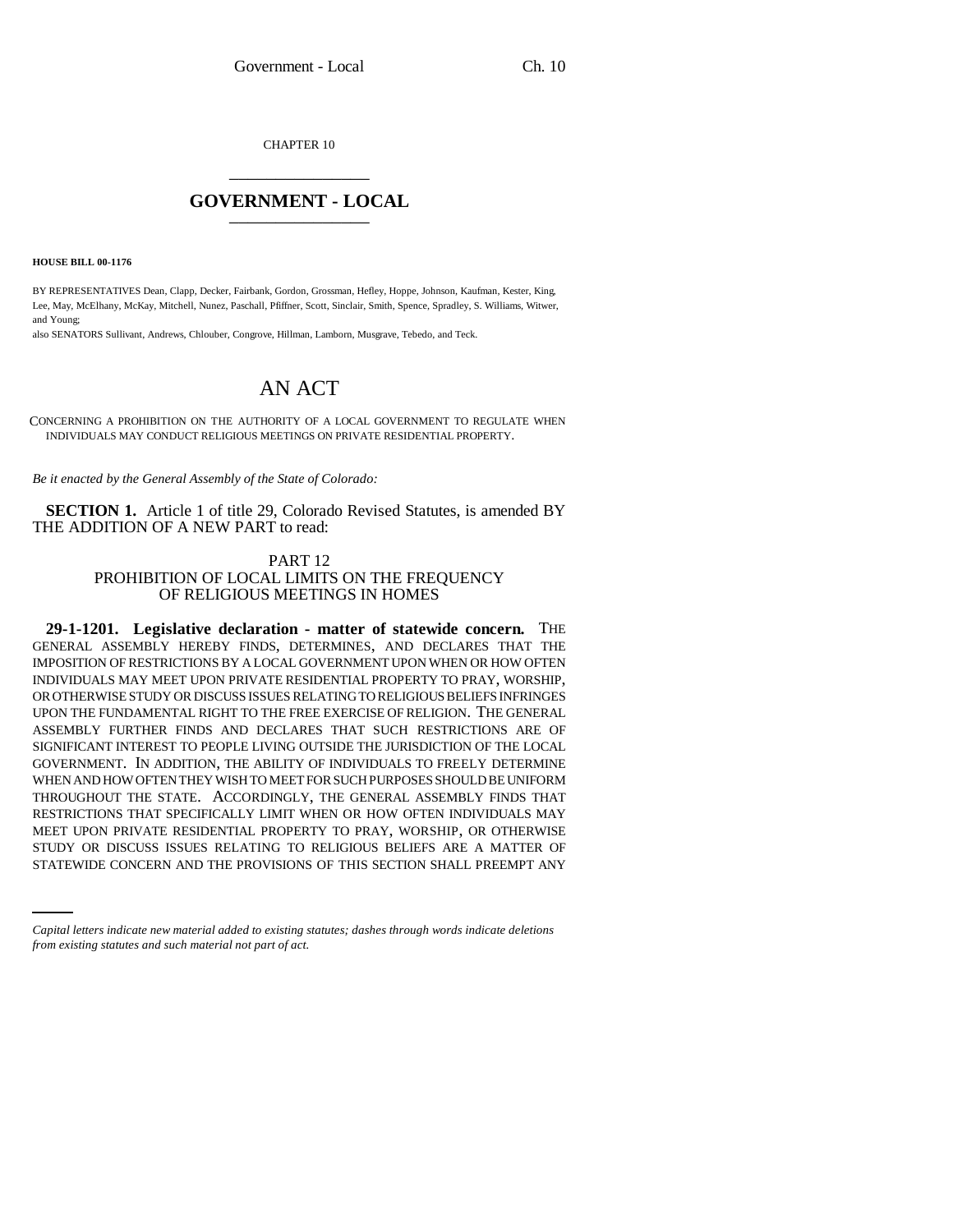CHAPTER 10

# GOVERNMENT - LOCAL

**HOUSE BILL 00-1176**

BY REPRESENTATIVES Dean, Clapp, Decker, Fairbank, Gordon, Grossman, Hefley, Hoppe, Johnson, Kaufman, Kester, King, Lee, May, McElhany, McKay, Mitchell, Nunez, Paschall, Pfiffner, Scott, Sinclair, Smith, Spence, Spradley, S. Williams, Witwer, and Young;

also SENATORS Sullivant, Andrews, Chlouber, Congrove, Hillman, Lamborn, Musgrave, Tebedo, and Teck.

# AN ACT

CONCERNING A PROHIBITION ON THE AUTHORITY OF A LOCAL GOVERNMENT TO REGULATE WHEN INDIVIDUALS MAY CONDUCT RELIGIOUS MEETINGS ON PRIVATE RESIDENTIAL PROPERTY.

*Be it enacted by the General Assembly of the State of Colorado:*

**SECTION 1.** Article 1 of title 29, Colorado Revised Statutes, is amended BY THE ADDITION OF A NEW PART to read:

PART 12
PROHIBITION OF LOCAL LIMITS ON THE FREQUENCY OF RELIGIOUS MEETINGS IN HOMES

**29-1-1201. Legislative declaration - matter of statewide concern.** THE GENERAL ASSEMBLY HEREBY FINDS, DETERMINES, AND DECLARES THAT THE IMPOSITION OF RESTRICTIONS BY A LOCAL GOVERNMENT UPON WHEN OR HOW OFTEN INDIVIDUALS MAY MEET UPON PRIVATE RESIDENTIAL PROPERTY TO PRAY, WORSHIP, OR OTHERWISE STUDY OR DISCUSS ISSUES RELATING TO RELIGIOUS BELIEFS INFRINGES UPON THE FUNDAMENTAL RIGHT TO THE FREE EXERCISE OF RELIGION. THE GENERAL ASSEMBLY FURTHER FINDS AND DECLARES THAT SUCH RESTRICTIONS ARE OF SIGNIFICANT INTEREST TO PEOPLE LIVING OUTSIDE THE JURISDICTION OF THE LOCAL GOVERNMENT. IN ADDITION, THE ABILITY OF INDIVIDUALS TO FREELY DETERMINE WHEN AND HOW OFTEN THEY WISH TO MEET FOR SUCH PURPOSES SHOULD BE UNIFORM THROUGHOUT THE STATE. ACCORDINGLY, THE GENERAL ASSEMBLY FINDS THAT RESTRICTIONS THAT SPECIFICALLY LIMIT WHEN OR HOW OFTEN INDIVIDUALS MAY MEET UPON PRIVATE RESIDENTIAL PROPERTY TO PRAY, WORSHIP, OR OTHERWISE STUDY OR DISCUSS ISSUES RELATING TO RELIGIOUS BELIEFS ARE A MATTER OF STATEWIDE CONCERN AND THE PROVISIONS OF THIS SECTION SHALL PREEMPT ANY

*Capital letters indicate new material added to existing statutes; dashes through words indicate deletions from existing statutes and such material not part of act.*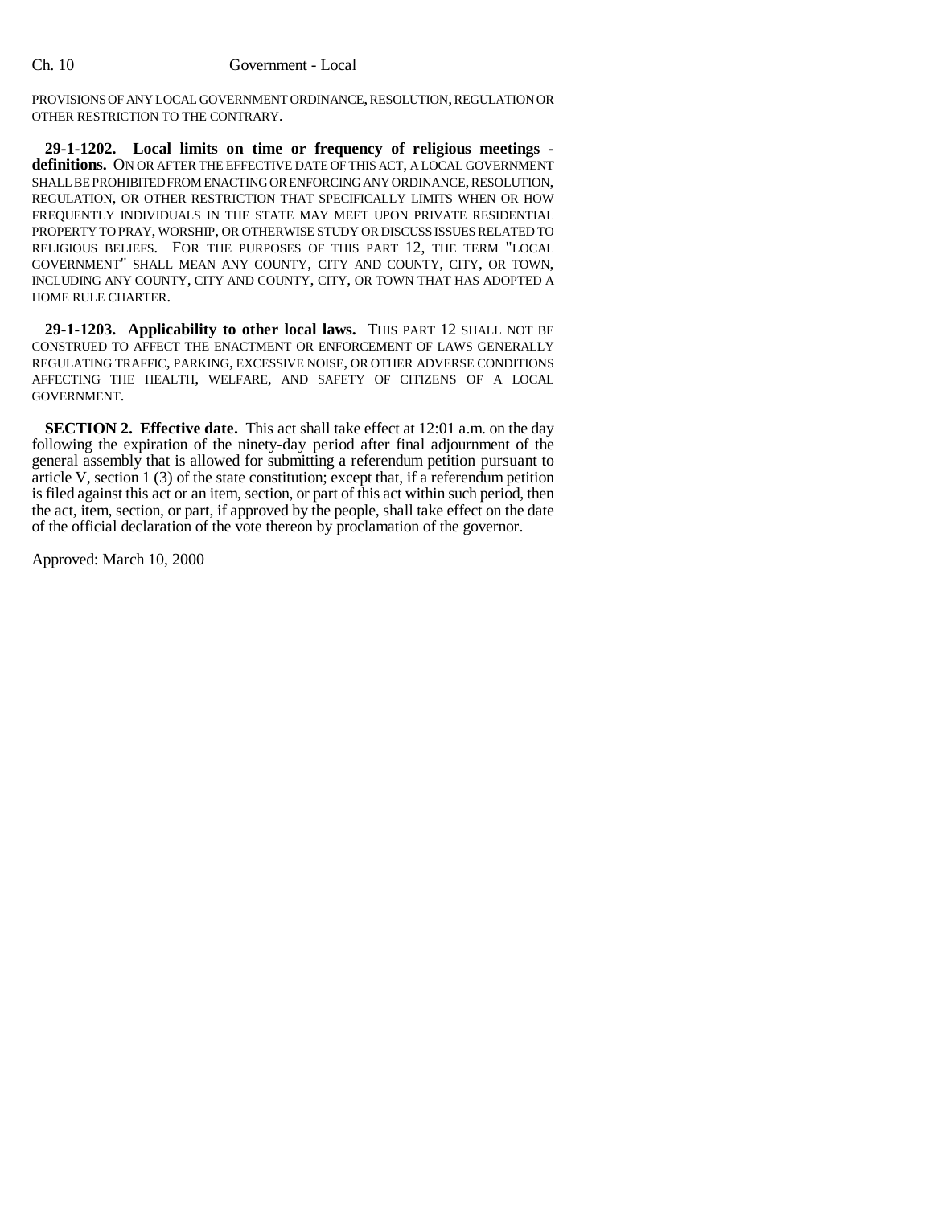PROVISIONS OF ANY LOCAL GOVERNMENT ORDINANCE, RESOLUTION, REGULATION OR OTHER RESTRICTION TO THE CONTRARY.

**29-1-1202. Local limits on time or frequency of religious meetings - definitions.** ON OR AFTER THE EFFECTIVE DATE OF THIS ACT, A LOCAL GOVERNMENT SHALL BE PROHIBITED FROM ENACTING OR ENFORCING ANY ORDINANCE, RESOLUTION, REGULATION, OR OTHER RESTRICTION THAT SPECIFICALLY LIMITS WHEN OR HOW FREQUENTLY INDIVIDUALS IN THE STATE MAY MEET UPON PRIVATE RESIDENTIAL PROPERTY TO PRAY, WORSHIP, OR OTHERWISE STUDY OR DISCUSS ISSUES RELATED TO RELIGIOUS BELIEFS. FOR THE PURPOSES OF THIS PART 12, THE TERM "LOCAL GOVERNMENT" SHALL MEAN ANY COUNTY, CITY AND COUNTY, CITY, OR TOWN, INCLUDING ANY COUNTY, CITY AND COUNTY, CITY, OR TOWN THAT HAS ADOPTED A HOME RULE CHARTER.

**29-1-1203. Applicability to other local laws.** THIS PART 12 SHALL NOT BE CONSTRUED TO AFFECT THE ENACTMENT OR ENFORCEMENT OF LAWS GENERALLY REGULATING TRAFFIC, PARKING, EXCESSIVE NOISE, OR OTHER ADVERSE CONDITIONS AFFECTING THE HEALTH, WELFARE, AND SAFETY OF CITIZENS OF A LOCAL GOVERNMENT.

**SECTION 2. Effective date.** This act shall take effect at 12:01 a.m. on the day following the expiration of the ninety-day period after final adjournment of the general assembly that is allowed for submitting a referendum petition pursuant to article V, section 1 (3) of the state constitution; except that, if a referendum petition is filed against this act or an item, section, or part of this act within such period, then the act, item, section, or part, if approved by the people, shall take effect on the date of the official declaration of the vote thereon by proclamation of the governor.

Approved: March 10, 2000